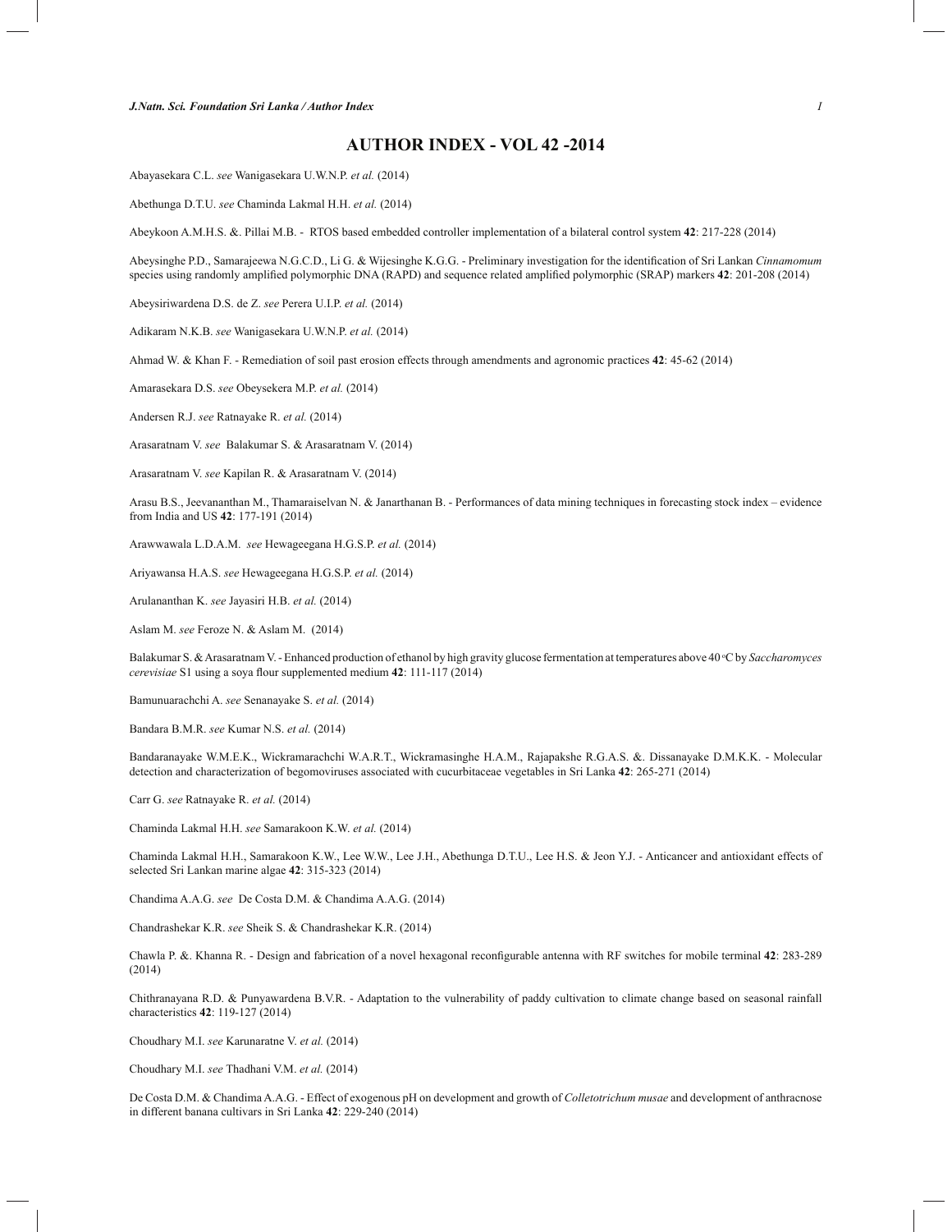# AUTHOR INDEX - VOL 42 -2014

Abayasekara C.L. *see* Wanigasekara U.W.N.P. *et al.* (2014)

Abethunga D.T.U. *see* Chaminda Lakmal H.H. *et al.* (2014)

Abeykoon A.M.H.S. &. Pillai M.B. - RTOS based embedded controller implementation of a bilateral control system **42**: 217-228 (2014)

Abeysinghe P.D., Samarajeewa N.G.C.D., Li G. & Wijesinghe K.G.G. - Preliminary investigation for the identification of Sri Lankan *Cinnamomum* species using randomly amplified polymorphic DNA (RAPD) and sequence related amplified polymorphic (SRAP) markers **42**: 201-208 (2014)

Abeysiriwardena D.S. de Z. *see* Perera U.I.P. *et al.* (2014)

Adikaram N.K.B. *see* Wanigasekara U.W.N.P. *et al.* (2014)

Ahmad W. & Khan F. - Remediation of soil past erosion effects through amendments and agronomic practices **42**: 45-62 (2014)

Amarasekara D.S. *see* Obeysekera M.P. *et al.* (2014)

Andersen R.J. *see* Ratnayake R. *et al.* (2014)

Arasaratnam V. *see* Balakumar S. & Arasaratnam V. (2014)

Arasaratnam V. *see* Kapilan R. & Arasaratnam V. (2014)

Arasu B.S., Jeevananthan M., Thamaraiselvan N. & Janarthanan B. - Performances of data mining techniques in forecasting stock index – evidence from India and US **42**: 177-191 (2014)

Arawwawala L.D.A.M. *see* Hewageegana H.G.S.P. *et al.* (2014)

Ariyawansa H.A.S. *see* Hewageegana H.G.S.P. *et al.* (2014)

Arulananthan K. *see* Jayasiri H.B. *et al.* (2014)

Aslam M. *see* Feroze N. & Aslam M. (2014)

Balakumar S. & Arasaratnam V. - Enhanced production of ethanol by high gravity glucose fermentation at temperatures above 40 °C by *Saccharomyces cerevisiae* S1 using a soya flour supplemented medium **42**: 111-117 (2014)

Bamunuarachchi A. *see* Senanayake S. *et al.* (2014)

Bandara B.M.R. *see* Kumar N.S. *et al.* (2014)

Bandaranayake W.M.E.K., Wickramarachchi W.A.R.T., Wickramasinghe H.A.M., Rajapakshe R.G.A.S. &. Dissanayake D.M.K.K. - Molecular detection and characterization of begomoviruses associated with cucurbitaceae vegetables in Sri Lanka **42**: 265-271 (2014)

Carr G. *see* Ratnayake R. *et al.* (2014)

Chaminda Lakmal H.H. *see* Samarakoon K.W. *et al.* (2014)

Chaminda Lakmal H.H., Samarakoon K.W., Lee W.W., Lee J.H., Abethunga D.T.U., Lee H.S. & Jeon Y.J. - Anticancer and antioxidant effects of selected Sri Lankan marine algae **42**: 315-323 (2014)

Chandima A.A.G. *see* De Costa D.M. & Chandima A.A.G. (2014)

Chandrashekar K.R. *see* Sheik S. & Chandrashekar K.R. (2014)

Chawla P. &. Khanna R. - Design and fabrication of a novel hexagonal reconfigurable antenna with RF switches for mobile terminal **42**: 283-289 (2014)

Chithranayana R.D. & Punyawardena B.V.R. - Adaptation to the vulnerability of paddy cultivation to climate change based on seasonal rainfall characteristics **42**: 119-127 (2014)

Choudhary M.I. *see* Karunaratne V. *et al.* (2014)

Choudhary M.I. *see* Thadhani V.M. *et al.* (2014)

De Costa D.M. & Chandima A.A.G. - Effect of exogenous pH on development and growth of *Colletotrichum musae* and development of anthracnose in different banana cultivars in Sri Lanka **42**: 229-240 (2014)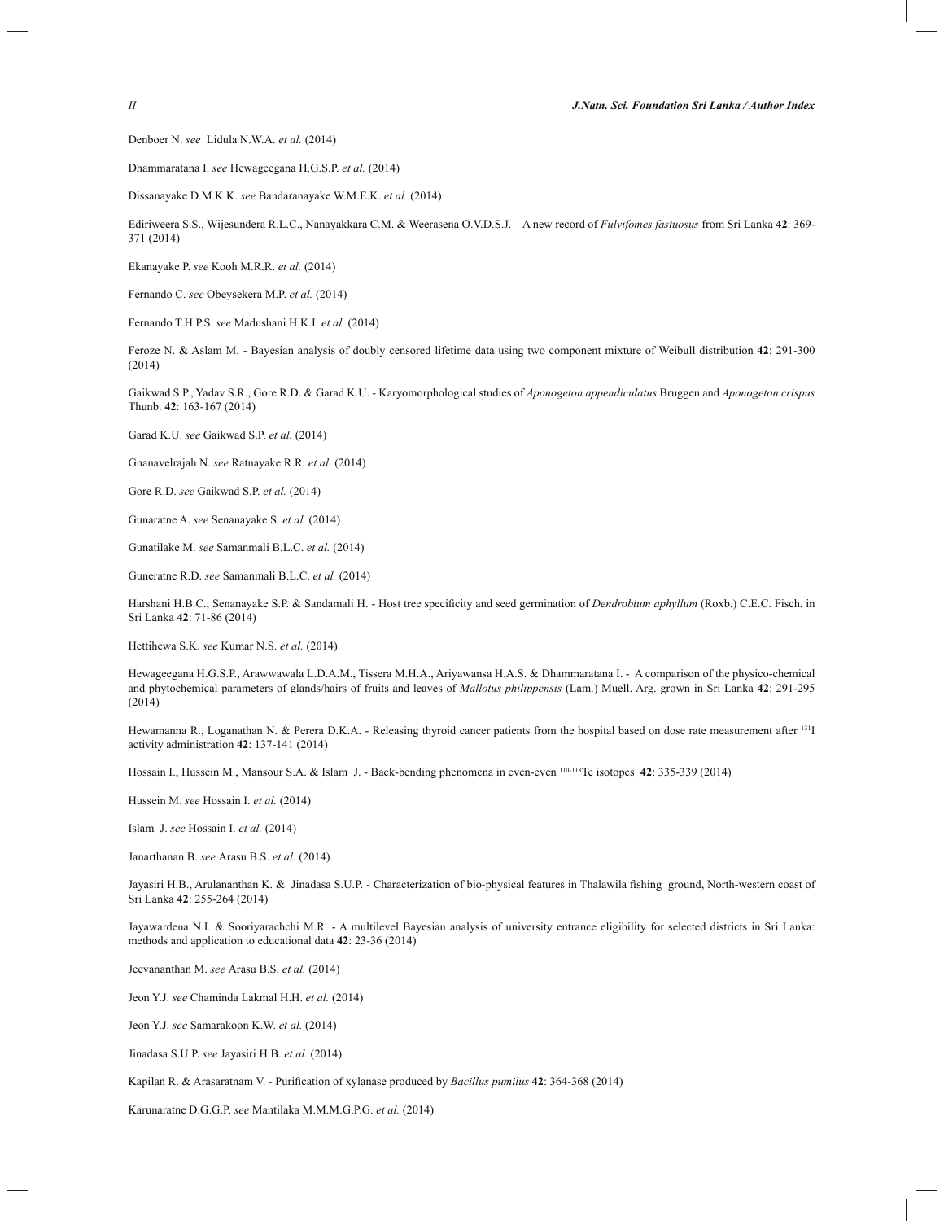Denboer N. *see* Lidula N.W.A. *et al.* (2014)

Dhammaratana I. *see* Hewageegana H.G.S.P. *et al.* (2014)

Dissanayake D.M.K.K. *see* Bandaranayake W.M.E.K. *et al.* (2014)

Ediriweera S.S., Wijesundera R.L.C., Nanayakkara C.M. & Weerasena O.V.D.S.J. – A new record of *Fulvifomes fastuosus* from Sri Lanka **42**: 369-371 (2014)

Ekanayake P. *see* Kooh M.R.R. *et al.* (2014)

Fernando C. *see* Obeysekera M.P. *et al.* (2014)

Fernando T.H.P.S. *see* Madushani H.K.I. *et al.* (2014)

Feroze N. & Aslam M. - Bayesian analysis of doubly censored lifetime data using two component mixture of Weibull distribution **42**: 291-300 (2014)

Gaikwad S.P., Yadav S.R., Gore R.D. & Garad K.U. - Karyomorphological studies of *Aponogeton appendiculatus* Bruggen and *Aponogeton crispus* Thunb. **42**: 163-167 (2014)

Garad K.U. *see* Gaikwad S.P. *et al.* (2014)

Gnanavelrajah N. *see* Ratnayake R.R. *et al.* (2014)

Gore R.D. *see* Gaikwad S.P. *et al.* (2014)

Gunaratne A. *see* Senanayake S. *et al.* (2014)

Gunatilake M. *see* Samanmali B.L.C. *et al.* (2014)

Guneratne R.D. *see* Samanmali B.L.C. *et al.* (2014)

Harshani H.B.C., Senanayake S.P. & Sandamali H. - Host tree specificity and seed germination of *Dendrobium aphyllum* (Roxb.) C.E.C. Fisch. in Sri Lanka **42**: 71-86 (2014)

Hettihewa S.K. *see* Kumar N.S. *et al.* (2014)

Hewageegana H.G.S.P., Arawwawala L.D.A.M., Tissera M.H.A., Ariyawansa H.A.S. & Dhammaratana I. - A comparison of the physico-chemical and phytochemical parameters of glands/hairs of fruits and leaves of *Mallotus philippensis* (Lam.) Muell. Arg. grown in Sri Lanka **42**: 291-295 (2014)

Hewamanna R., Loganathan N. & Perera D.K.A. - Releasing thyroid cancer patients from the hospital based on dose rate measurement after $^{131}$I activity administration **42**: 137-141 (2014)

Hossain I., Hussein M., Mansour S.A. & Islam J. - Back-bending phenomena in even-even $^{110\text{-}118}$Te isotopes **42**: 335-339 (2014)

Hussein M. *see* Hossain I. *et al.* (2014)

Islam J. *see* Hossain I. *et al.* (2014)

Janarthanan B. *see* Arasu B.S. *et al.* (2014)

Jayasiri H.B., Arulananthan K. & Jinadasa S.U.P. - Characterization of bio-physical features in Thalawila fishing ground, North-western coast of Sri Lanka **42**: 255-264 (2014)

Jayawardena N.I. & Sooriyarachchi M.R. - A multilevel Bayesian analysis of university entrance eligibility for selected districts in Sri Lanka: methods and application to educational data **42**: 23-36 (2014)

Jeevananthan M. *see* Arasu B.S. *et al.* (2014)

Jeon Y.J. *see* Chaminda Lakmal H.H. *et al.* (2014)

Jeon Y.J. *see* Samarakoon K.W. *et al.* (2014)

Jinadasa S.U.P. *see* Jayasiri H.B. *et al.* (2014)

Kapilan R. & Arasaratnam V. - Purification of xylanase produced by *Bacillus pumilus* **42**: 364-368 (2014)

Karunaratne D.G.G.P. *see* Mantilaka M.M.M.G.P.G. *et al.* (2014)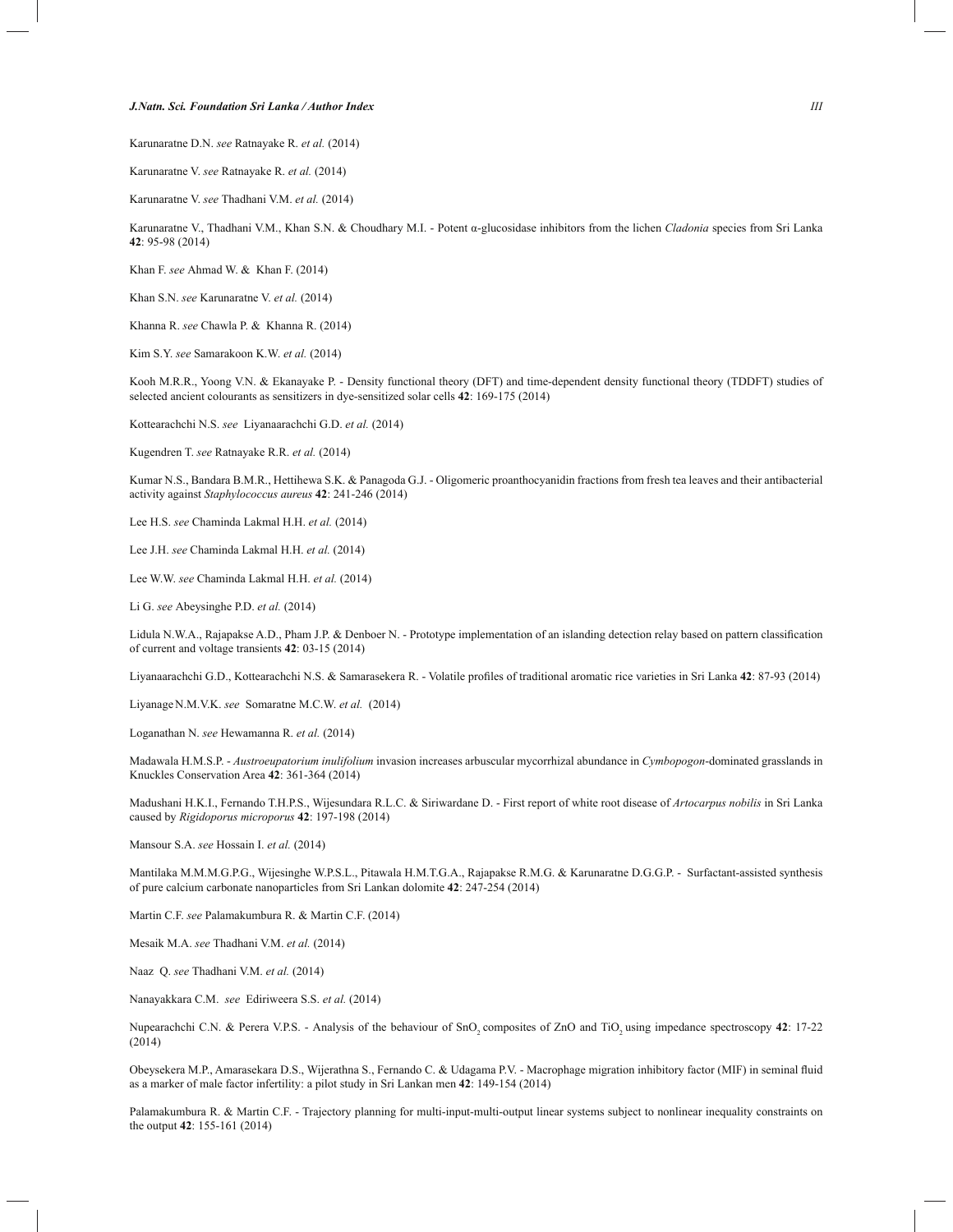Karunaratne D.N. *see* Ratnayake R. *et al.* (2014)

Karunaratne V. *see* Ratnayake R. *et al.* (2014)

Karunaratne V. *see* Thadhani V.M. *et al.* (2014)

Karunaratne V., Thadhani V.M., Khan S.N. & Choudhary M.I. - Potent α-glucosidase inhibitors from the lichen *Cladonia* species from Sri Lanka **42**: 95-98 (2014)

Khan F. *see* Ahmad W. & Khan F. (2014)

Khan S.N. *see* Karunaratne V. *et al.* (2014)

Khanna R. *see* Chawla P. & Khanna R. (2014)

Kim S.Y. *see* Samarakoon K.W. *et al.* (2014)

Kooh M.R.R., Yoong V.N. & Ekanayake P. - Density functional theory (DFT) and time-dependent density functional theory (TDDFT) studies of selected ancient colourants as sensitizers in dye-sensitized solar cells **42**: 169-175 (2014)

Kottearachchi N.S. *see* Liyanaarachchi G.D. *et al.* (2014)

Kugendren T. *see* Ratnayake R.R. *et al.* (2014)

Kumar N.S., Bandara B.M.R., Hettihewa S.K. & Panagoda G.J. - Oligomeric proanthocyanidin fractions from fresh tea leaves and their antibacterial activity against *Staphylococcus aureus* **42**: 241-246 (2014)

Lee H.S. *see* Chaminda Lakmal H.H. *et al.* (2014)

Lee J.H. *see* Chaminda Lakmal H.H. *et al.* (2014)

Lee W.W. *see* Chaminda Lakmal H.H. *et al.* (2014)

Li G. *see* Abeysinghe P.D. *et al.* (2014)

Lidula N.W.A., Rajapakse A.D., Pham J.P. & Denboer N. - Prototype implementation of an islanding detection relay based on pattern classification of current and voltage transients **42**: 03-15 (2014)

Liyanaarachchi G.D., Kottearachchi N.S. & Samarasekera R. - Volatile profiles of traditional aromatic rice varieties in Sri Lanka **42**: 87-93 (2014)

Liyanage N.M.V.K. *see* Somaratne M.C.W. *et al.* (2014)

Loganathan N. *see* Hewamanna R. *et al.* (2014)

Madawala H.M.S.P. - *Austroeupatorium inulifolium* invasion increases arbuscular mycorrhizal abundance in *Cymbopogon*-dominated grasslands in Knuckles Conservation Area **42**: 361-364 (2014)

Madushani H.K.I., Fernando T.H.P.S., Wijesundara R.L.C. & Siriwardane D. - First report of white root disease of *Artocarpus nobilis* in Sri Lanka caused by *Rigidoporus microporus* **42**: 197-198 (2014)

Mansour S.A. *see* Hossain I. *et al.* (2014)

Mantilaka M.M.M.G.P.G., Wijesinghe W.P.S.L., Pitawala H.M.T.G.A., Rajapakse R.M.G. & Karunaratne D.G.G.P. - Surfactant-assisted synthesis of pure calcium carbonate nanoparticles from Sri Lankan dolomite **42**: 247-254 (2014)

Martin C.F. *see* Palamakumbura R. & Martin C.F. (2014)

Mesaik M.A. *see* Thadhani V.M. *et al.* (2014)

Naaz Q. *see* Thadhani V.M. *et al.* (2014)

Nanayakkara C.M. *see* Ediriweera S.S. *et al.* (2014)

Nupearachchi C.N. & Perera V.P.S. - Analysis of the behaviour of $SnO_2$ composites of ZnO and $TiO_2$ using impedance spectroscopy **42**: 17-22 (2014)

Obeysekera M.P., Amarasekara D.S., Wijerathna S., Fernando C. & Udagama P.V. - Macrophage migration inhibitory factor (MIF) in seminal fluid as a marker of male factor infertility: a pilot study in Sri Lankan men **42**: 149-154 (2014)

Palamakumbura R. & Martin C.F. - Trajectory planning for multi-input-multi-output linear systems subject to nonlinear inequality constraints on the output **42**: 155-161 (2014)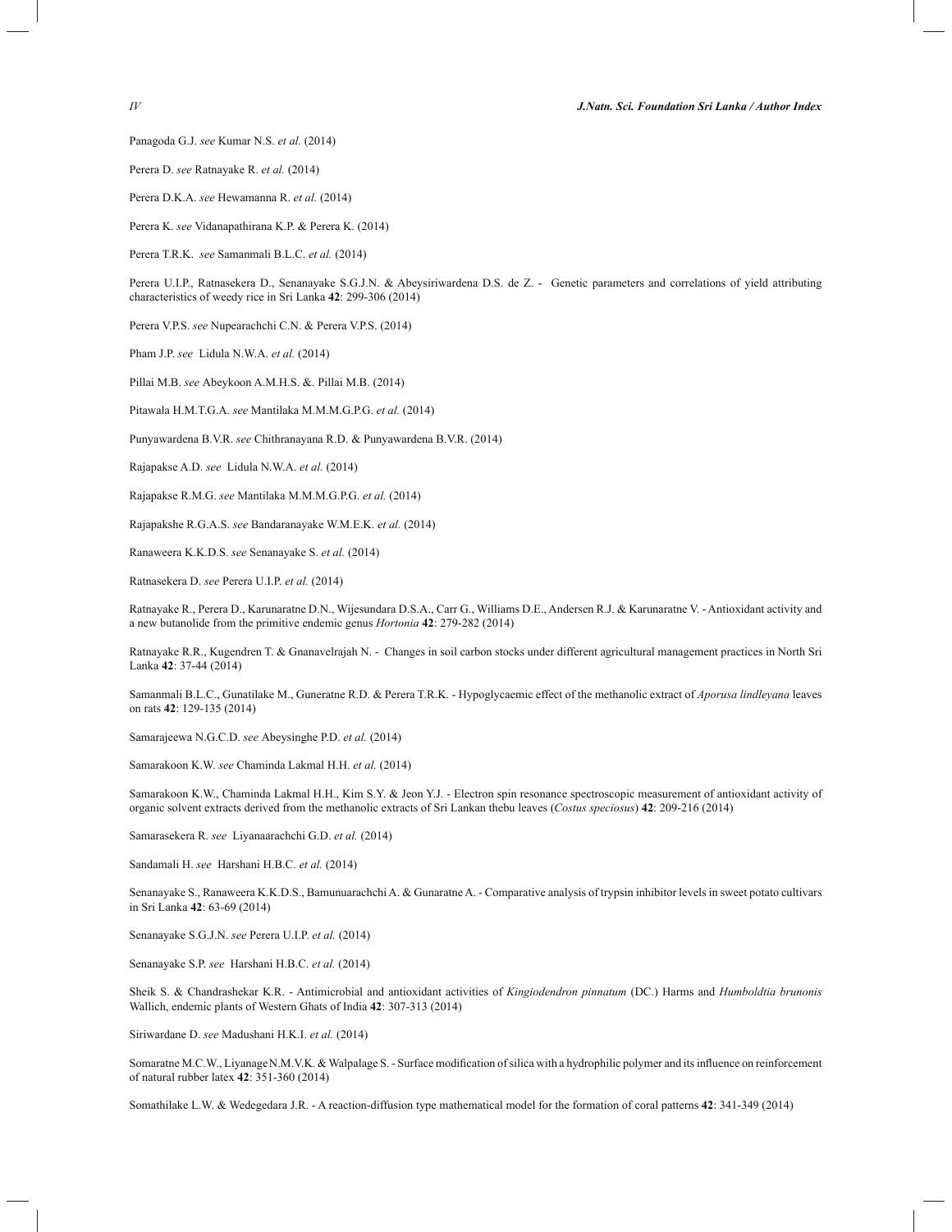Panagoda G.J. *see* Kumar N.S. *et al.* (2014)

Perera D. *see* Ratnayake R. *et al.* (2014)

Perera D.K.A. *see* Hewamanna R. *et al.* (2014)

Perera K. *see* Vidanapathirana K.P. & Perera K. (2014)

Perera T.R.K. *see* Samanmali B.L.C. *et al.* (2014)

Perera U.I.P., Ratnasekera D., Senanayake S.G.J.N. & Abeysiriwardena D.S. de Z. - Genetic parameters and correlations of yield attributing characteristics of weedy rice in Sri Lanka **42**: 299-306 (2014)

Perera V.P.S. *see* Nupearachchi C.N. & Perera V.P.S. (2014)

Pham J.P. *see* Lidula N.W.A. *et al.* (2014)

Pillai M.B. *see* Abeykoon A.M.H.S. &. Pillai M.B. (2014)

Pitawala H.M.T.G.A. *see* Mantilaka M.M.M.G.P.G. *et al.* (2014)

Punyawardena B.V.R. *see* Chithranayana R.D. & Punyawardena B.V.R. (2014)

Rajapakse A.D. *see* Lidula N.W.A. *et al.* (2014)

Rajapakse R.M.G. *see* Mantilaka M.M.M.G.P.G. *et al.* (2014)

Rajapakshe R.G.A.S. *see* Bandaranayake W.M.E.K. *et al.* (2014)

Ranaweera K.K.D.S. *see* Senanayake S. *et al.* (2014)

Ratnasekera D. *see* Perera U.I.P. *et al.* (2014)

Ratnayake R., Perera D., Karunaratne D.N., Wijesundara D.S.A., Carr G., Williams D.E., Andersen R.J. & Karunaratne V. - Antioxidant activity and a new butanolide from the primitive endemic genus *Hortonia* **42**: 279-282 (2014)

Ratnayake R.R., Kugendren T. & Gnanavelrajah N. - Changes in soil carbon stocks under different agricultural management practices in North Sri Lanka **42**: 37-44 (2014)

Samanmali B.L.C., Gunatilake M., Guneratne R.D. & Perera T.R.K. - Hypoglycaemic effect of the methanolic extract of *Aporusa lindleyana* leaves on rats **42**: 129-135 (2014)

Samarajeewa N.G.C.D. *see* Abeysinghe P.D. *et al.* (2014)

Samarakoon K.W. *see* Chaminda Lakmal H.H. *et al.* (2014)

Samarakoon K.W., Chaminda Lakmal H.H., Kim S.Y. & Jeon Y.J. - Electron spin resonance spectroscopic measurement of antioxidant activity of organic solvent extracts derived from the methanolic extracts of Sri Lankan thebu leaves (*Costus speciosus*) **42**: 209-216 (2014)

Samarasekera R. *see* Liyanaarachchi G.D. *et al.* (2014)

Sandamali H. *see* Harshani H.B.C. *et al.* (2014)

Senanayake S., Ranaweera K.K.D.S., Bamunuarachchi A. & Gunaratne A. - Comparative analysis of trypsin inhibitor levels in sweet potato cultivars in Sri Lanka **42**: 63-69 (2014)

Senanayake S.G.J.N. *see* Perera U.I.P. *et al.* (2014)

Senanayake S.P. *see* Harshani H.B.C. *et al.* (2014)

Sheik S. & Chandrashekar K.R. - Antimicrobial and antioxidant activities of *Kingiodendron pinnatum* (DC.) Harms and *Humboldtia brunonis* Wallich, endemic plants of Western Ghats of India **42**: 307-313 (2014)

Siriwardane D. *see* Madushani H.K.I. *et al.* (2014)

Somaratne M.C.W., Liyanage N.M.V.K. & Walpalage S. - Surface modification of silica with a hydrophilic polymer and its influence on reinforcement of natural rubber latex **42**: 351-360 (2014)

Somathilake L.W. & Wedegedara J.R. - A reaction-diffusion type mathematical model for the formation of coral patterns **42**: 341-349 (2014)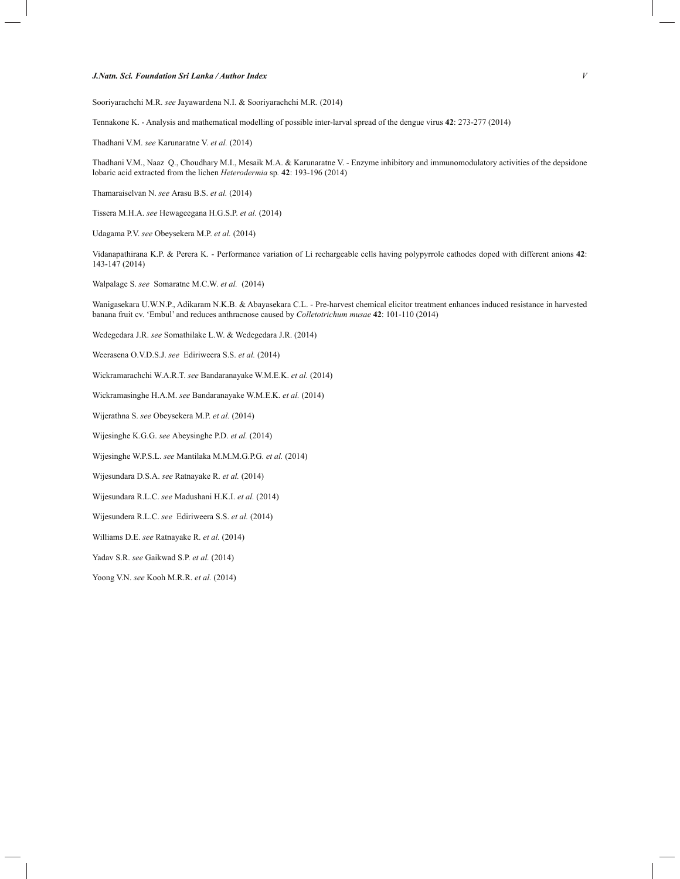Sooriyarachchi M.R. *see* Jayawardena N.I. & Sooriyarachchi M.R. (2014)

Tennakone K. - Analysis and mathematical modelling of possible inter-larval spread of the dengue virus **42**: 273-277 (2014)

Thadhani V.M. *see* Karunaratne V. *et al.* (2014)

Thadhani V.M., Naaz Q., Choudhary M.I., Mesaik M.A. & Karunaratne V. - Enzyme inhibitory and immunomodulatory activities of the depsidone lobaric acid extracted from the lichen *Heterodermia* sp. **42**: 193-196 (2014)

Thamaraiselvan N. *see* Arasu B.S. *et al.* (2014)

Tissera M.H.A. *see* Hewageegana H.G.S.P. *et al.* (2014)

Udagama P.V. *see* Obeysekera M.P. *et al.* (2014)

Vidanapathirana K.P. & Perera K. - Performance variation of Li rechargeable cells having polypyrrole cathodes doped with different anions **42**: 143-147 (2014)

Walpalage S. *see* Somaratne M.C.W. *et al.* (2014)

Wanigasekara U.W.N.P., Adikaram N.K.B. & Abayasekara C.L. - Pre-harvest chemical elicitor treatment enhances induced resistance in harvested banana fruit cv. 'Embul' and reduces anthracnose caused by *Colletotrichum musae* **42**: 101-110 (2014)

Wedegedara J.R. *see* Somathilake L.W. & Wedegedara J.R. (2014)

Weerasena O.V.D.S.J. *see* Ediriweera S.S. *et al.* (2014)

Wickramarachchi W.A.R.T. *see* Bandaranayake W.M.E.K. *et al.* (2014)

Wickramasinghe H.A.M. *see* Bandaranayake W.M.E.K. *et al.* (2014)

Wijerathna S. *see* Obeysekera M.P. *et al.* (2014)

Wijesinghe K.G.G. *see* Abeysinghe P.D. *et al.* (2014)

Wijesinghe W.P.S.L. *see* Mantilaka M.M.M.G.P.G. *et al.* (2014)

Wijesundara D.S.A. *see* Ratnayake R. *et al.* (2014)

Wijesundara R.L.C. *see* Madushani H.K.I. *et al.* (2014)

Wijesundera R.L.C. *see* Ediriweera S.S. *et al.* (2014)

Williams D.E. *see* Ratnayake R. *et al.* (2014)

Yadav S.R. *see* Gaikwad S.P. *et al.* (2014)

Yoong V.N. *see* Kooh M.R.R. *et al.* (2014)